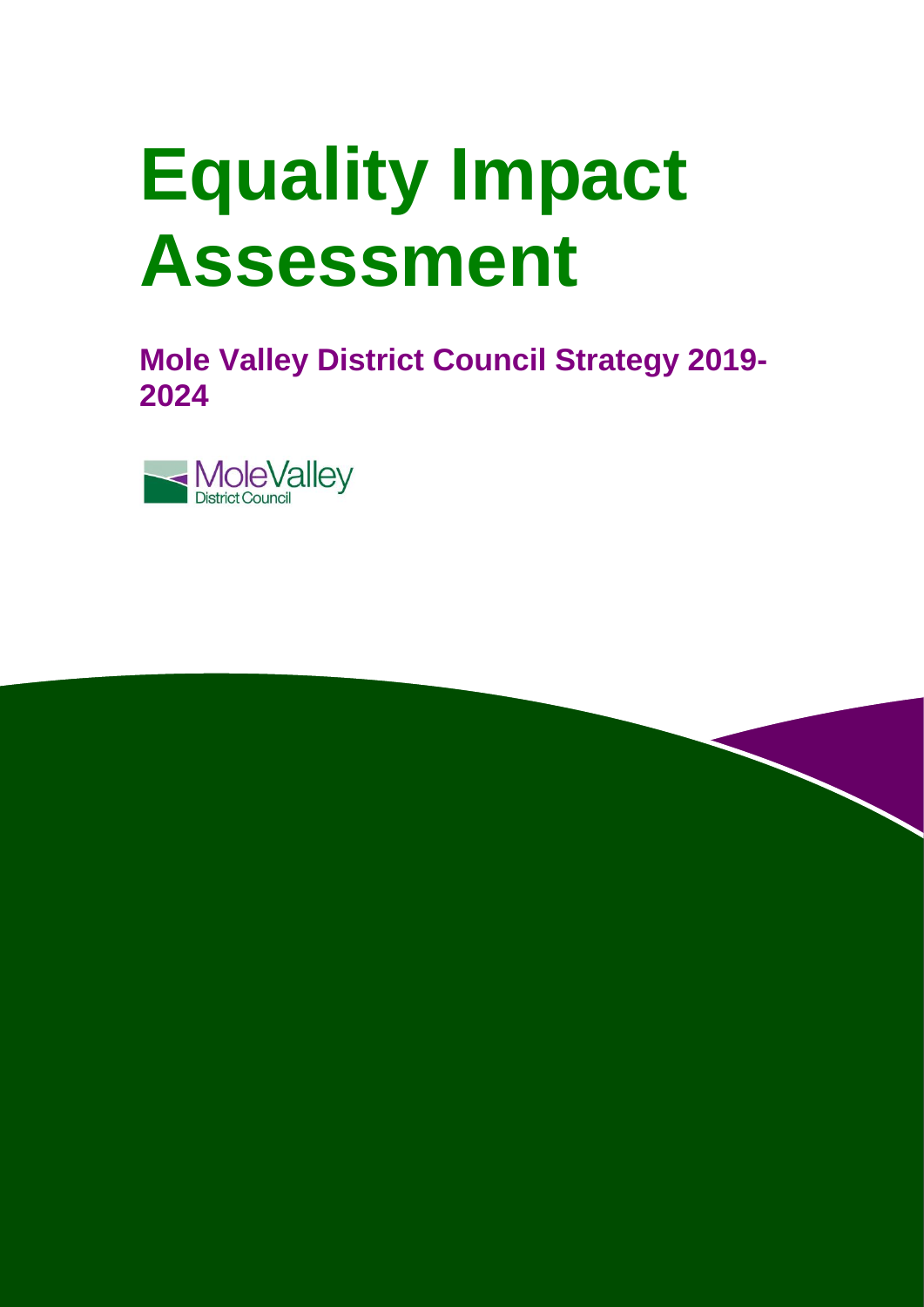# Equality Impact Assessment

## Mole Valley District Council Strategy 2019-2024

MoleValley District Council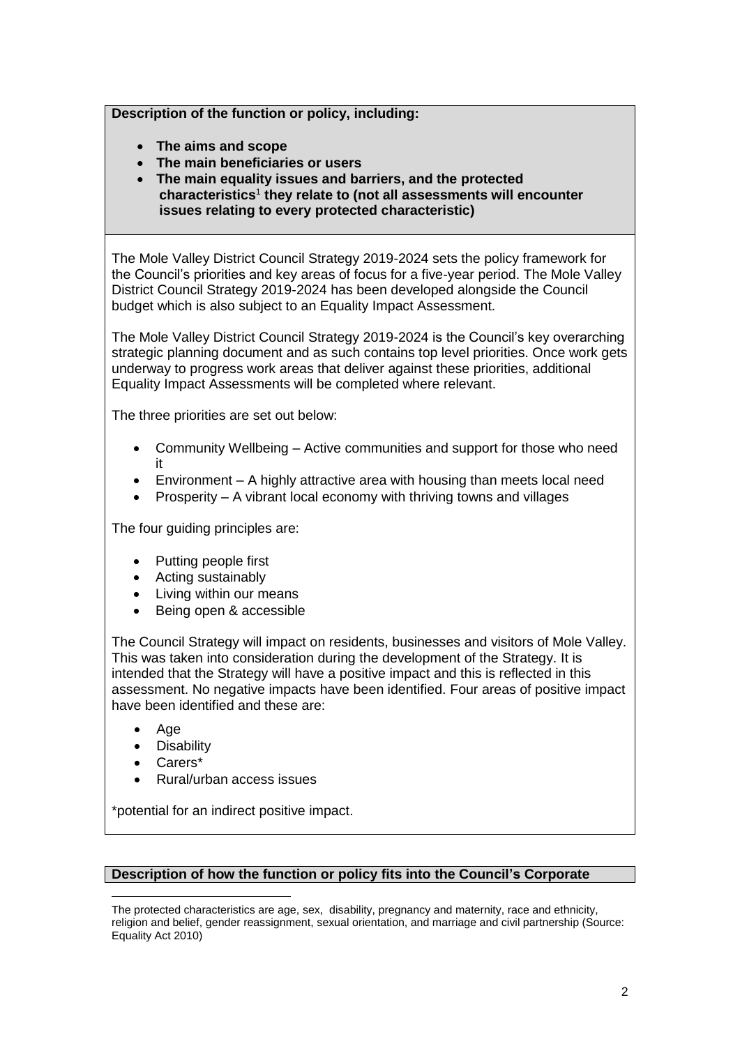**Description of the function or policy, including:**

- **The aims and scope**
- **The main beneficiaries or users**
- **The main equality issues and barriers, and the protected characteristics[1] they relate to (not all assessments will encounter issues relating to every protected characteristic)**

The Mole Valley District Council Strategy 2019-2024 sets the policy framework for the Council's priorities and key areas of focus for a five-year period. The Mole Valley District Council Strategy 2019-2024 has been developed alongside the Council budget which is also subject to an Equality Impact Assessment.

The Mole Valley District Council Strategy 2019-2024 is the Council's key overarching strategic planning document and as such contains top level priorities. Once work gets underway to progress work areas that deliver against these priorities, additional Equality Impact Assessments will be completed where relevant.

The three priorities are set out below:

- Community Wellbeing – Active communities and support for those who need it
- Environment – A highly attractive area with housing than meets local need
- Prosperity – A vibrant local economy with thriving towns and villages

The four guiding principles are:

- Putting people first
- Acting sustainably
- Living within our means
- Being open & accessible

The Council Strategy will impact on residents, businesses and visitors of Mole Valley. This was taken into consideration during the development of the Strategy. It is intended that the Strategy will have a positive impact and this is reflected in this assessment. No negative impacts have been identified. Four areas of positive impact have been identified and these are:

- Age
- Disability
- Carers*
- Rural/urban access issues

*potential for an indirect positive impact.

**Description of how the function or policy fits into the Council's Corporate**

[1] The protected characteristics are age, sex, disability, pregnancy and maternity, race and ethnicity, religion and belief, gender reassignment, sexual orientation, and marriage and civil partnership (Source: Equality Act 2010)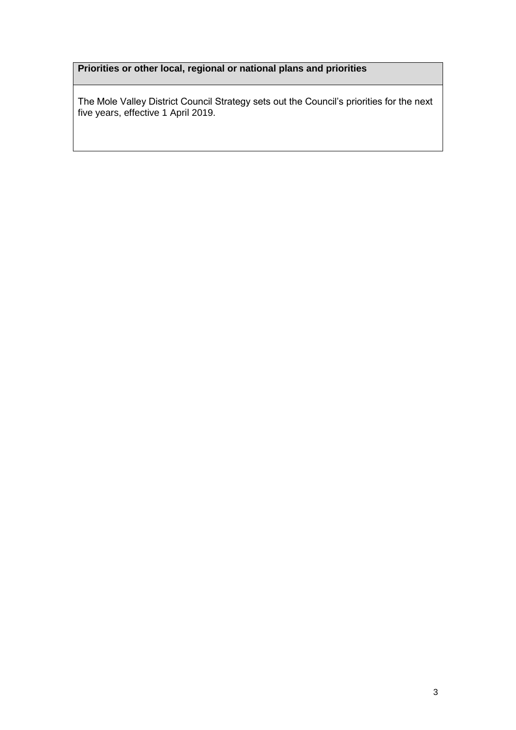| Priorities or other local, regional or national plans and priorities |
| --- |
| The Mole Valley District Council Strategy sets out the Council's priorities for the next five years, effective 1 April 2019. |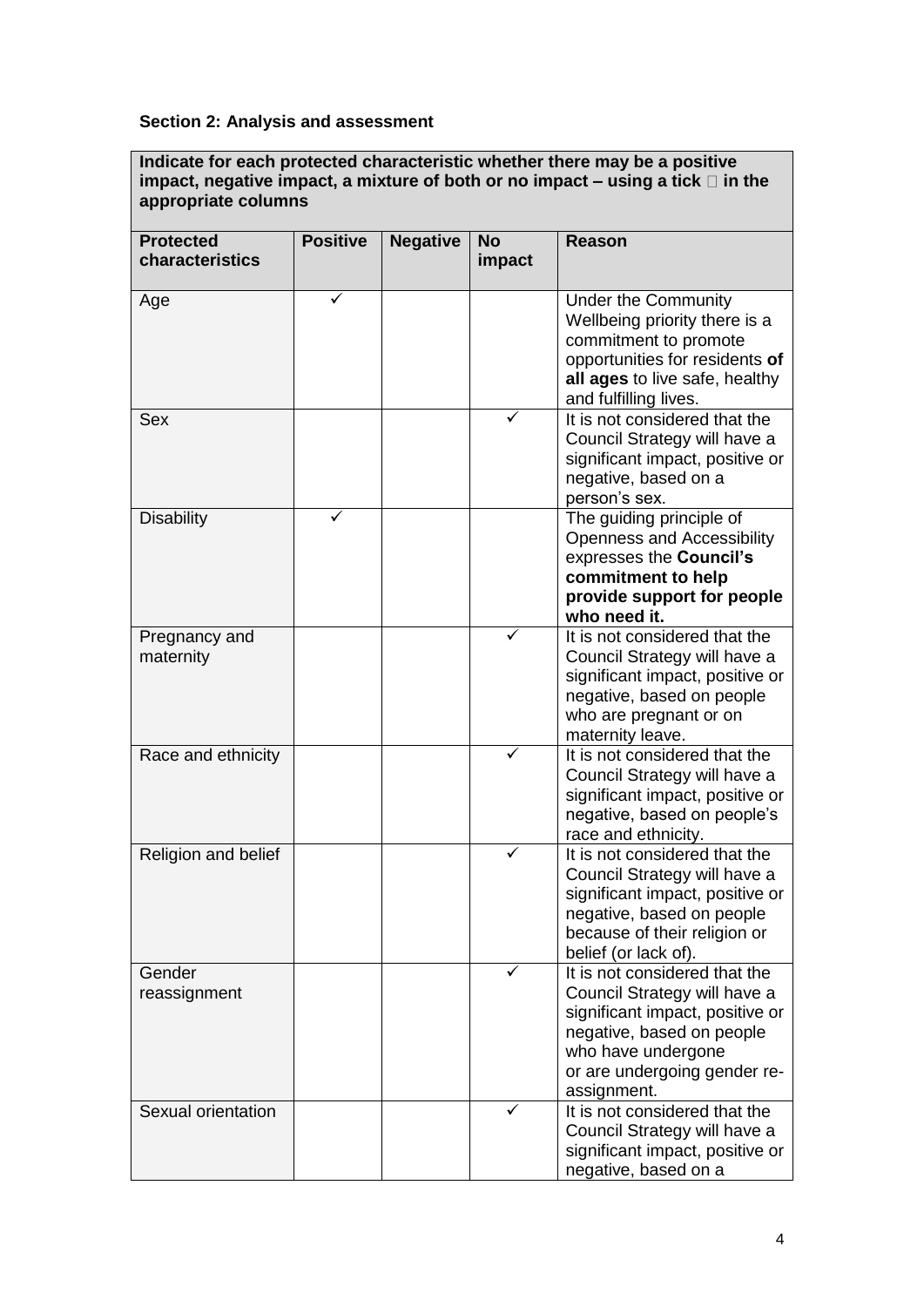**Section 2: Analysis and assessment**

| Indicate for each protected characteristic whether there may be a positive impact, negative impact, a mixture of both or no impact – using a tick  in the appropriate columns | | | | |
|---|---|---|---|---|
| **Protected characteristics** | **Positive** | **Negative** | **No impact** | **Reason** |
| Age | ✓ | | | Under the Community Wellbeing priority there is a commitment to promote opportunities for residents **of all ages** to live safe, healthy and fulfilling lives. |
| Sex | | | ✓ | It is not considered that the Council Strategy will have a significant impact, positive or negative, based on a person's sex. |
| Disability | ✓ | | | The guiding principle of Openness and Accessibility expresses the **Council's commitment to help provide support for people who need it.** |
| Pregnancy and maternity | | | ✓ | It is not considered that the Council Strategy will have a significant impact, positive or negative, based on people who are pregnant or on maternity leave. |
| Race and ethnicity | | | ✓ | It is not considered that the Council Strategy will have a significant impact, positive or negative, based on people's race and ethnicity. |
| Religion and belief | | | ✓ | It is not considered that the Council Strategy will have a significant impact, positive or negative, based on people because of their religion or belief (or lack of). |
| Gender reassignment | | | ✓ | It is not considered that the Council Strategy will have a significant impact, positive or negative, based on people who have undergone or are undergoing gender re-assignment. |
| Sexual orientation | | | ✓ | It is not considered that the Council Strategy will have a significant impact, positive or negative, based on a |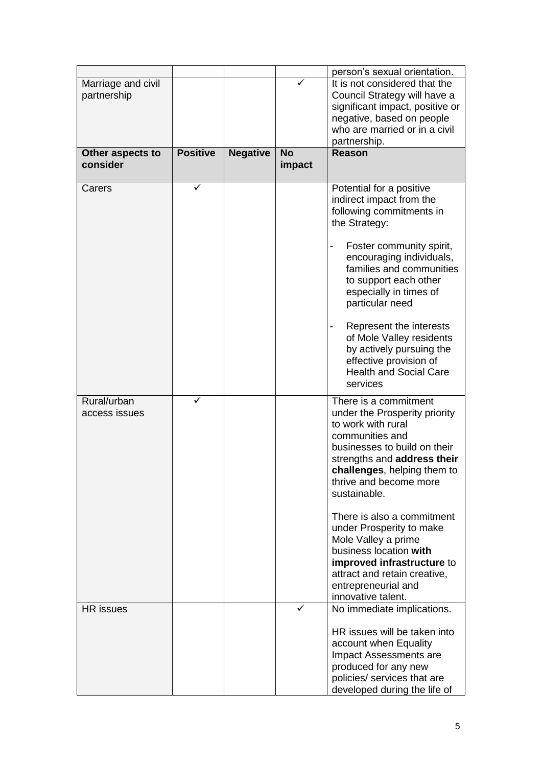|  |  |  |  | person's sexual orientation. |
|---|---|---|---|---|
| Marriage and civil partnership |  |  | ✓ | It is not considered that the Council Strategy will have a significant impact, positive or negative, based on people who are married or in a civil partnership. |
| **Other aspects to consider** | **Positive** | **Negative** | **No impact** | **Reason** |
| Carers | ✓ |  |  | Potential for a positive indirect impact from the following commitments in the Strategy:<br><br>- Foster community spirit, encouraging individuals, families and communities to support each other especially in times of particular need<br><br>- Represent the interests of Mole Valley residents by actively pursuing the effective provision of Health and Social Care services |
| Rural/urban access issues | ✓ |  |  | There is a commitment under the Prosperity priority to work with rural communities and businesses to build on their strengths and **address their challenges**, helping them to thrive and become more sustainable.<br><br>There is also a commitment under Prosperity to make Mole Valley a prime business location **with improved infrastructure** to attract and retain creative, entrepreneurial and innovative talent. |
| HR issues |  |  | ✓ | No immediate implications.<br><br>HR issues will be taken into account when Equality Impact Assessments are produced for any new policies/ services that are developed during the life of |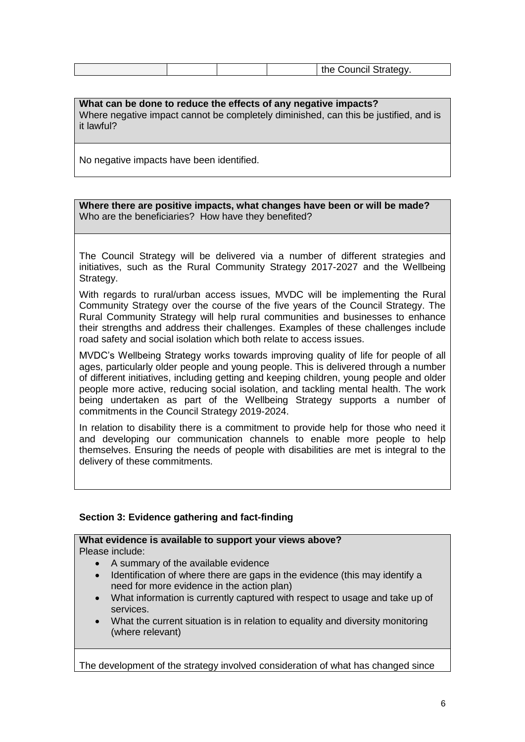| | | | | |
|---|---|---|---|---|
| | | | | the Council Strategy. |

**What can be done to reduce the effects of any negative impacts?**
Where negative impact cannot be completely diminished, can this be justified, and is it lawful?

No negative impacts have been identified.

**Where there are positive impacts, what changes have been or will be made?**
Who are the beneficiaries? How have they benefited?

The Council Strategy will be delivered via a number of different strategies and initiatives, such as the Rural Community Strategy 2017-2027 and the Wellbeing Strategy.

With regards to rural/urban access issues, MVDC will be implementing the Rural Community Strategy over the course of the five years of the Council Strategy. The Rural Community Strategy will help rural communities and businesses to enhance their strengths and address their challenges. Examples of these challenges include road safety and social isolation which both relate to access issues.

MVDC's Wellbeing Strategy works towards improving quality of life for people of all ages, particularly older people and young people. This is delivered through a number of different initiatives, including getting and keeping children, young people and older people more active, reducing social isolation, and tackling mental health. The work being undertaken as part of the Wellbeing Strategy supports a number of commitments in the Council Strategy 2019-2024.

In relation to disability there is a commitment to provide help for those who need it and developing our communication channels to enable more people to help themselves. Ensuring the needs of people with disabilities are met is integral to the delivery of these commitments.

### Section 3: Evidence gathering and fact-finding

**What evidence is available to support your views above?**
Please include:

- A summary of the available evidence
- Identification of where there are gaps in the evidence (this may identify a need for more evidence in the action plan)
- What information is currently captured with respect to usage and take up of services.
- What the current situation is in relation to equality and diversity monitoring (where relevant)

The development of the strategy involved consideration of what has changed since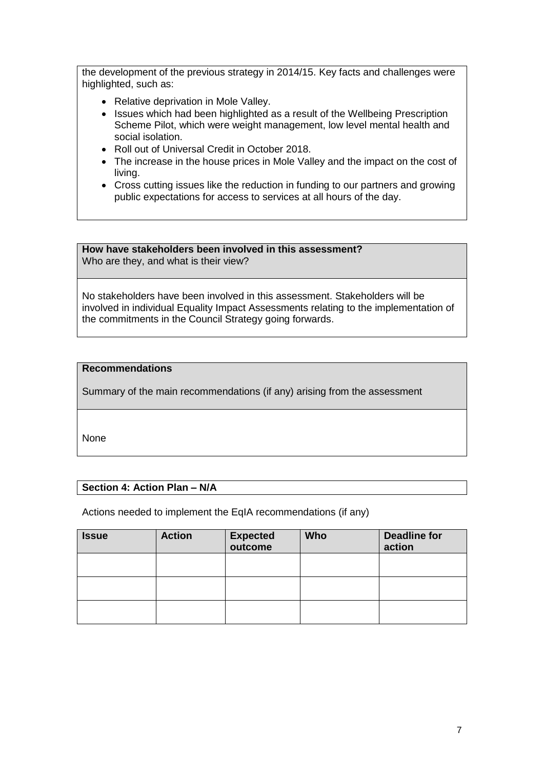the development of the previous strategy in 2014/15. Key facts and challenges were highlighted, such as:

- Relative deprivation in Mole Valley.
- Issues which had been highlighted as a result of the Wellbeing Prescription Scheme Pilot, which were weight management, low level mental health and social isolation.
- Roll out of Universal Credit in October 2018.
- The increase in the house prices in Mole Valley and the impact on the cost of living.
- Cross cutting issues like the reduction in funding to our partners and growing public expectations for access to services at all hours of the day.

**How have stakeholders been involved in this assessment?**
Who are they, and what is their view?

No stakeholders have been involved in this assessment. Stakeholders will be involved in individual Equality Impact Assessments relating to the implementation of the commitments in the Council Strategy going forwards.

**Recommendations**

Summary of the main recommendations (if any) arising from the assessment

None

**Section 4: Action Plan – N/A**

Actions needed to implement the EqIA recommendations (if any)

| Issue | Action | Expected outcome | Who | Deadline for action |
|---|---|---|---|---|
| | | | | |
| | | | | |
| | | | | |